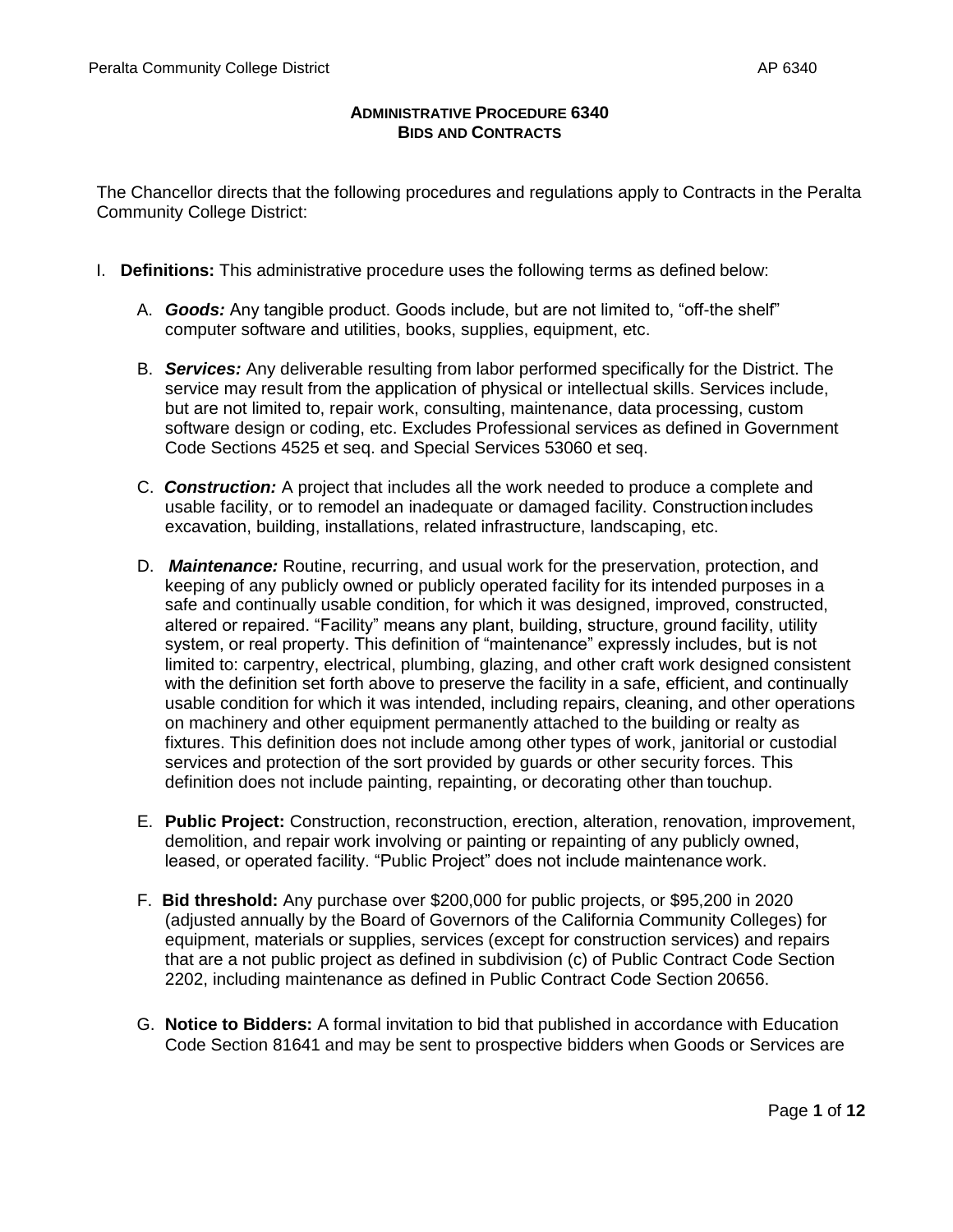# ADMINISTRATIVE PROCEDURE 6340
## BIDS AND CONTRACTS

The Chancellor directs that the following procedures and regulations apply to Contracts in the Peralta Community College District:

I. **Definitions:** This administrative procedure uses the following terms as defined below:

   A. ***Goods:*** Any tangible product. Goods include, but are not limited to, "off-the shelf" computer software and utilities, books, supplies, equipment, etc.

   B. ***Services:*** Any deliverable resulting from labor performed specifically for the District. The service may result from the application of physical or intellectual skills. Services include, but are not limited to, repair work, consulting, maintenance, data processing, custom software design or coding, etc. Excludes Professional services as defined in Government Code Sections 4525 et seq. and Special Services 53060 et seq.

   C. ***Construction:*** A project that includes all the work needed to produce a complete and usable facility, or to remodel an inadequate or damaged facility. Construction includes excavation, building, installations, related infrastructure, landscaping, etc.

   D. ***Maintenance:*** Routine, recurring, and usual work for the preservation, protection, and keeping of any publicly owned or publicly operated facility for its intended purposes in a safe and continually usable condition, for which it was designed, improved, constructed, altered or repaired. "Facility" means any plant, building, structure, ground facility, utility system, or real property. This definition of "maintenance" expressly includes, but is not limited to: carpentry, electrical, plumbing, glazing, and other craft work designed consistent with the definition set forth above to preserve the facility in a safe, efficient, and continually usable condition for which it was intended, including repairs, cleaning, and other operations on machinery and other equipment permanently attached to the building or realty as fixtures. This definition does not include among other types of work, janitorial or custodial services and protection of the sort provided by guards or other security forces. This definition does not include painting, repainting, or decorating other than touchup.

   E. **Public Project:** Construction, reconstruction, erection, alteration, renovation, improvement, demolition, and repair work involving or painting or repainting of any publicly owned, leased, or operated facility. "Public Project" does not include maintenance work.

   F. **Bid threshold:** Any purchase over $200,000 for public projects, or $95,200 in 2020 (adjusted annually by the Board of Governors of the California Community Colleges) for equipment, materials or supplies, services (except for construction services) and repairs that are a not public project as defined in subdivision (c) of Public Contract Code Section 2202, including maintenance as defined in Public Contract Code Section 20656.

   G. **Notice to Bidders:** A formal invitation to bid that published in accordance with Education Code Section 81641 and may be sent to prospective bidders when Goods or Services are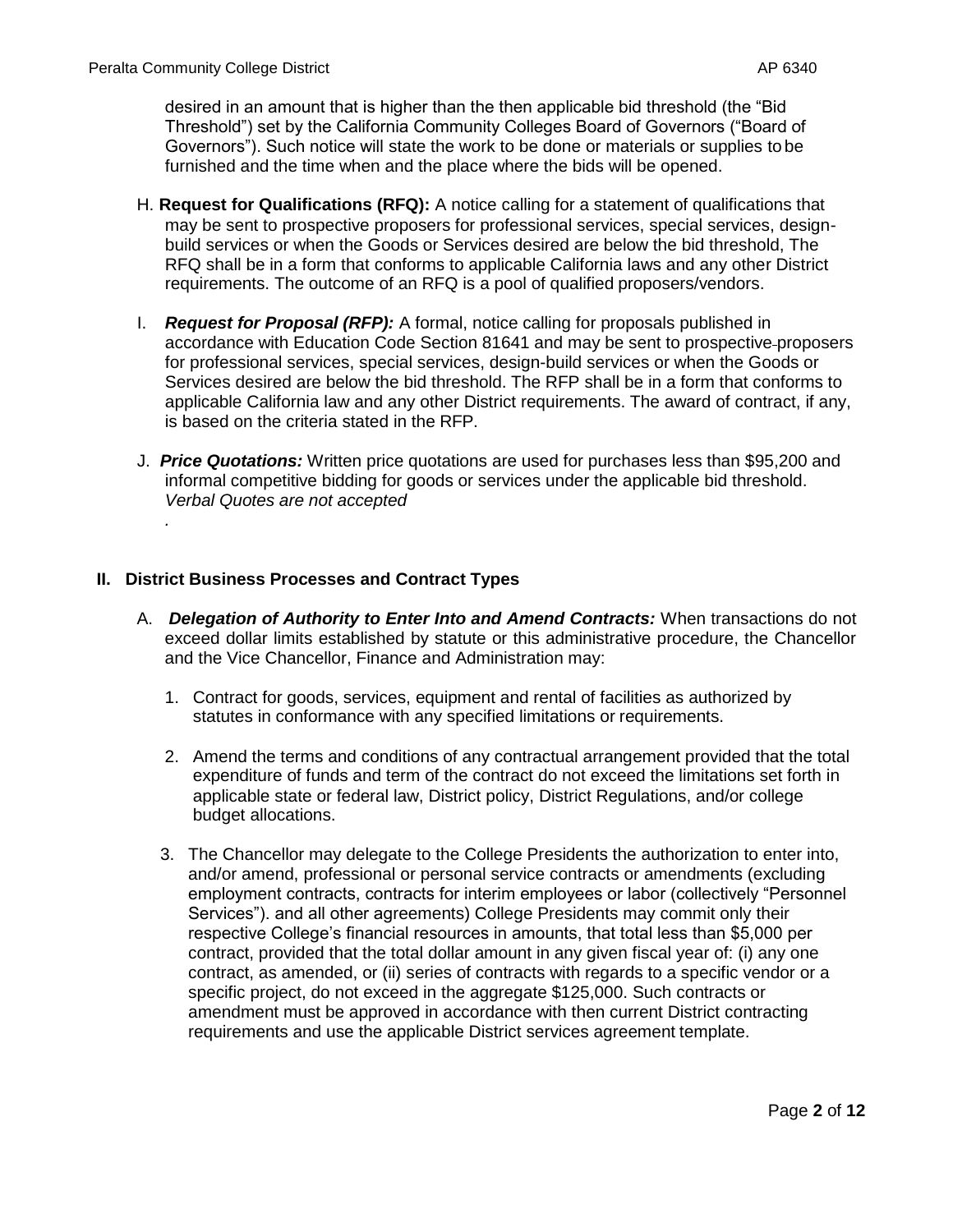desired in an amount that is higher than the then applicable bid threshold (the "Bid Threshold") set by the California Community Colleges Board of Governors ("Board of Governors"). Such notice will state the work to be done or materials or supplies to be furnished and the time when and the place where the bids will be opened.

H. **Request for Qualifications (RFQ):** A notice calling for a statement of qualifications that may be sent to prospective proposers for professional services, special services, design-build services or when the Goods or Services desired are below the bid threshold, The RFQ shall be in a form that conforms to applicable California laws and any other District requirements. The outcome of an RFQ is a pool of qualified proposers/vendors.

I. ***Request for Proposal (RFP):*** A formal, notice calling for proposals published in accordance with Education Code Section 81641 and may be sent to prospective proposers for professional services, special services, design-build services or when the Goods or Services desired are below the bid threshold. The RFP shall be in a form that conforms to applicable California law and any other District requirements. The award of contract, if any, is based on the criteria stated in the RFP.

J. ***Price Quotations:*** Written price quotations are used for purchases less than $95,200 and informal competitive bidding for goods or services under the applicable bid threshold. *Verbal Quotes are not accepted*
.

## II. District Business Processes and Contract Types

A. ***Delegation of Authority to Enter Into and Amend Contracts:*** When transactions do not exceed dollar limits established by statute or this administrative procedure, the Chancellor and the Vice Chancellor, Finance and Administration may:

1. Contract for goods, services, equipment and rental of facilities as authorized by statutes in conformance with any specified limitations or requirements.

2. Amend the terms and conditions of any contractual arrangement provided that the total expenditure of funds and term of the contract do not exceed the limitations set forth in applicable state or federal law, District policy, District Regulations, and/or college budget allocations.

3. The Chancellor may delegate to the College Presidents the authorization to enter into, and/or amend, professional or personal service contracts or amendments (excluding employment contracts, contracts for interim employees or labor (collectively "Personnel Services"). and all other agreements) College Presidents may commit only their respective College's financial resources in amounts, that total less than $5,000 per contract, provided that the total dollar amount in any given fiscal year of: (i) any one contract, as amended, or (ii) series of contracts with regards to a specific vendor or a specific project, do not exceed in the aggregate $125,000. Such contracts or amendment must be approved in accordance with then current District contracting requirements and use the applicable District services agreement template.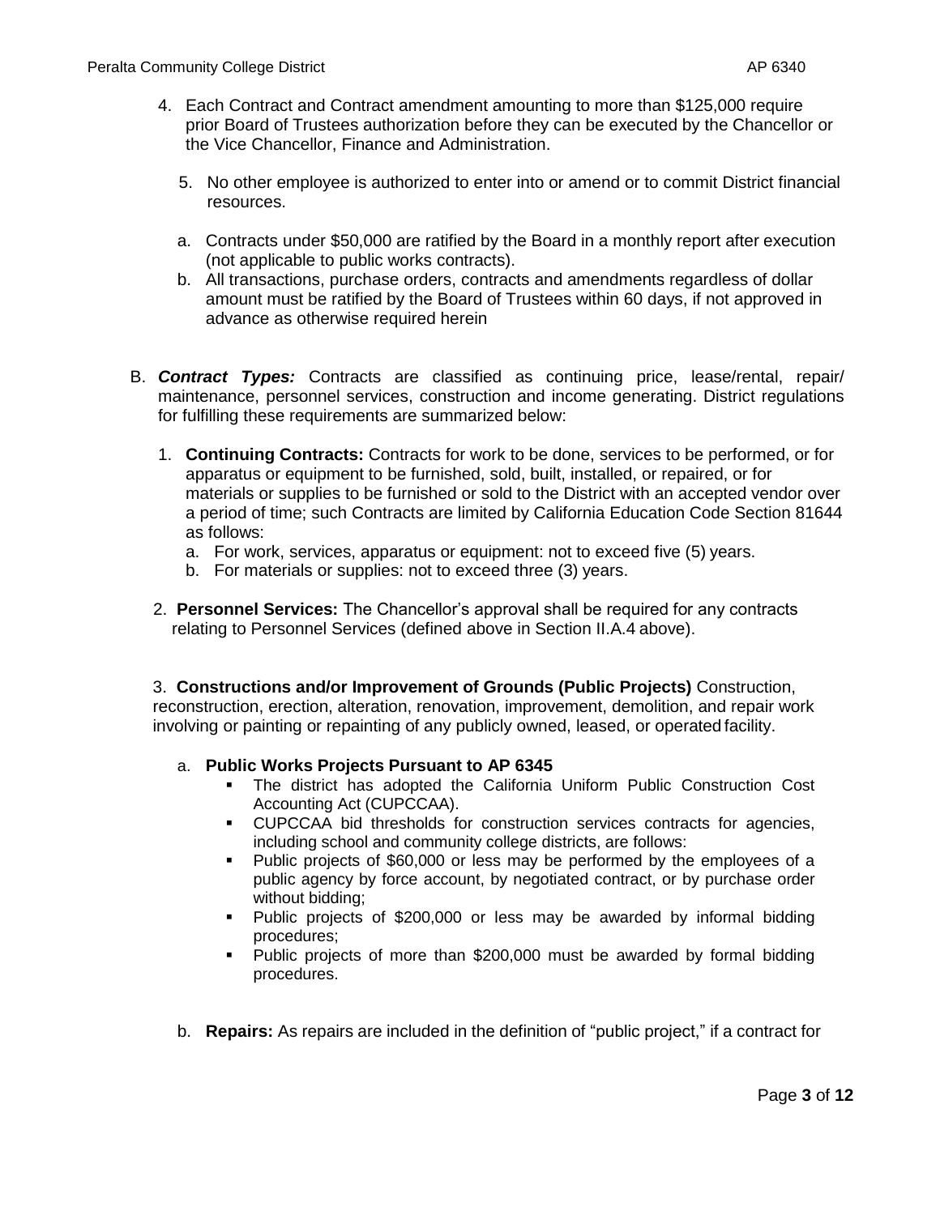4. Each Contract and Contract amendment amounting to more than $125,000 require prior Board of Trustees authorization before they can be executed by the Chancellor or the Vice Chancellor, Finance and Administration.

5. No other employee is authorized to enter into or amend or to commit District financial resources.

   a. Contracts under $50,000 are ratified by the Board in a monthly report after execution (not applicable to public works contracts).
   b. All transactions, purchase orders, contracts and amendments regardless of dollar amount must be ratified by the Board of Trustees within 60 days, if not approved in advance as otherwise required herein

B. ***Contract Types:*** Contracts are classified as continuing price, lease/rental, repair/ maintenance, personnel services, construction and income generating. District regulations for fulfilling these requirements are summarized below:

   1. **Continuing Contracts:** Contracts for work to be done, services to be performed, or for apparatus or equipment to be furnished, sold, built, installed, or repaired, or for materials or supplies to be furnished or sold to the District with an accepted vendor over a period of time; such Contracts are limited by California Education Code Section 81644 as follows:
      a. For work, services, apparatus or equipment: not to exceed five (5) years.
      b. For materials or supplies: not to exceed three (3) years.

   2. **Personnel Services:** The Chancellor's approval shall be required for any contracts relating to Personnel Services (defined above in Section II.A.4 above).

   3. **Constructions and/or Improvement of Grounds (Public Projects)** Construction, reconstruction, erection, alteration, renovation, improvement, demolition, and repair work involving or painting or repainting of any publicly owned, leased, or operated facility.

      a. **Public Works Projects Pursuant to AP 6345**
         - The district has adopted the California Uniform Public Construction Cost Accounting Act (CUPCCAA).
         - CUPCCAA bid thresholds for construction services contracts for agencies, including school and community college districts, are follows:
         - Public projects of $60,000 or less may be performed by the employees of a public agency by force account, by negotiated contract, or by purchase order without bidding;
         - Public projects of $200,000 or less may be awarded by informal bidding procedures;
         - Public projects of more than $200,000 must be awarded by formal bidding procedures.

      b. **Repairs:** As repairs are included in the definition of "public project," if a contract for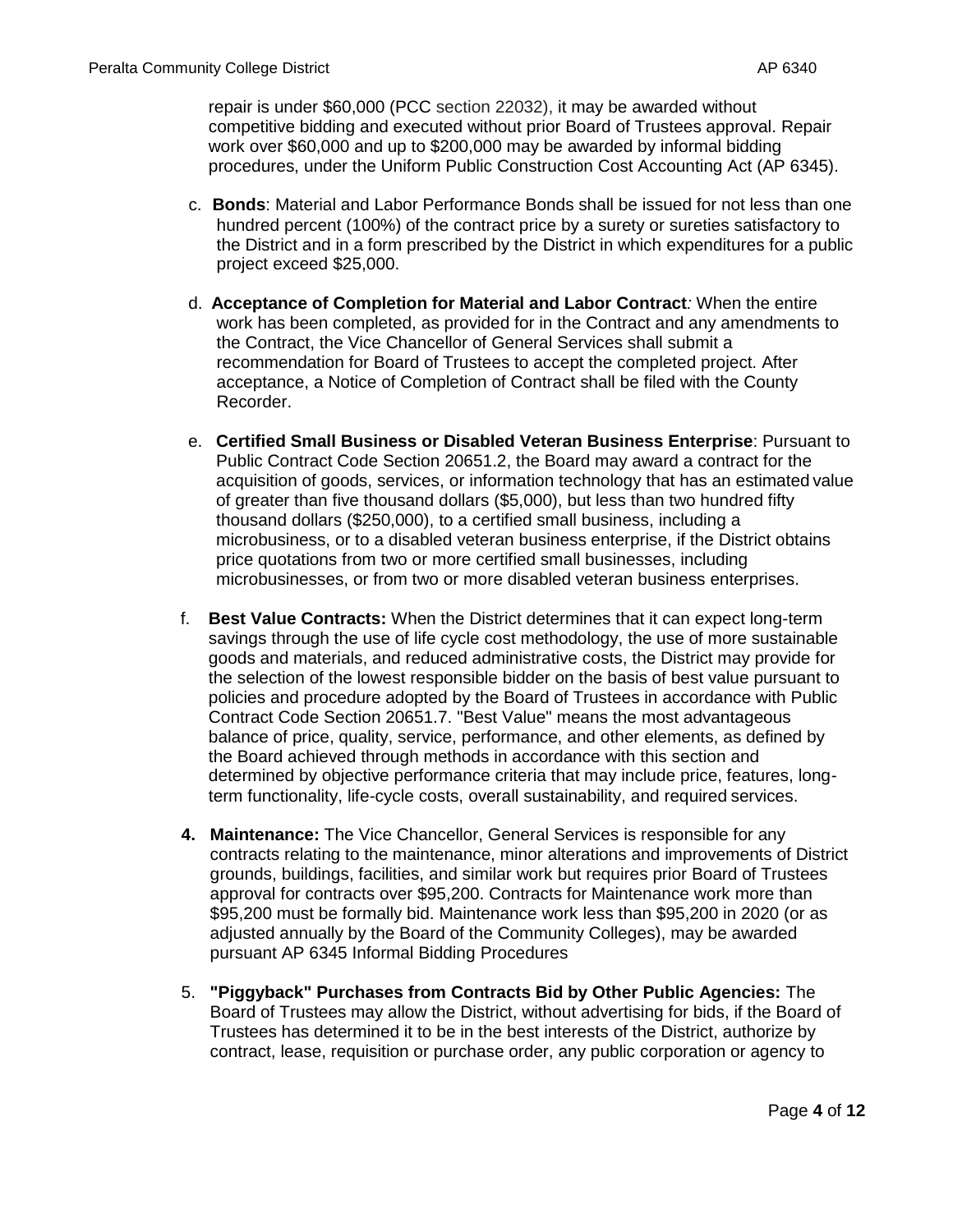repair is under $60,000 (PCC section 22032), it may be awarded without competitive bidding and executed without prior Board of Trustees approval. Repair work over $60,000 and up to $200,000 may be awarded by informal bidding procedures, under the Uniform Public Construction Cost Accounting Act (AP 6345).

c. **Bonds**: Material and Labor Performance Bonds shall be issued for not less than one hundred percent (100%) of the contract price by a surety or sureties satisfactory to the District and in a form prescribed by the District in which expenditures for a public project exceed $25,000.

d. **Acceptance of Completion for Material and Labor Contract***:* When the entire work has been completed, as provided for in the Contract and any amendments to the Contract, the Vice Chancellor of General Services shall submit a recommendation for Board of Trustees to accept the completed project. After acceptance, a Notice of Completion of Contract shall be filed with the County Recorder.

e. **Certified Small Business or Disabled Veteran Business Enterprise**: Pursuant to Public Contract Code Section 20651.2, the Board may award a contract for the acquisition of goods, services, or information technology that has an estimated value of greater than five thousand dollars ($5,000), but less than two hundred fifty thousand dollars ($250,000), to a certified small business, including a microbusiness, or to a disabled veteran business enterprise, if the District obtains price quotations from two or more certified small businesses, including microbusinesses, or from two or more disabled veteran business enterprises.

f. **Best Value Contracts:** When the District determines that it can expect long-term savings through the use of life cycle cost methodology, the use of more sustainable goods and materials, and reduced administrative costs, the District may provide for the selection of the lowest responsible bidder on the basis of best value pursuant to policies and procedure adopted by the Board of Trustees in accordance with Public Contract Code Section 20651.7. "Best Value" means the most advantageous balance of price, quality, service, performance, and other elements, as defined by the Board achieved through methods in accordance with this section and determined by objective performance criteria that may include price, features, long-term functionality, life-cycle costs, overall sustainability, and required services.

**4. Maintenance:** The Vice Chancellor, General Services is responsible for any contracts relating to the maintenance, minor alterations and improvements of District grounds, buildings, facilities, and similar work but requires prior Board of Trustees approval for contracts over $95,200. Contracts for Maintenance work more than $95,200 must be formally bid. Maintenance work less than $95,200 in 2020 (or as adjusted annually by the Board of the Community Colleges), may be awarded pursuant AP 6345 Informal Bidding Procedures

5. **"Piggyback" Purchases from Contracts Bid by Other Public Agencies:** The Board of Trustees may allow the District, without advertising for bids, if the Board of Trustees has determined it to be in the best interests of the District, authorize by contract, lease, requisition or purchase order, any public corporation or agency to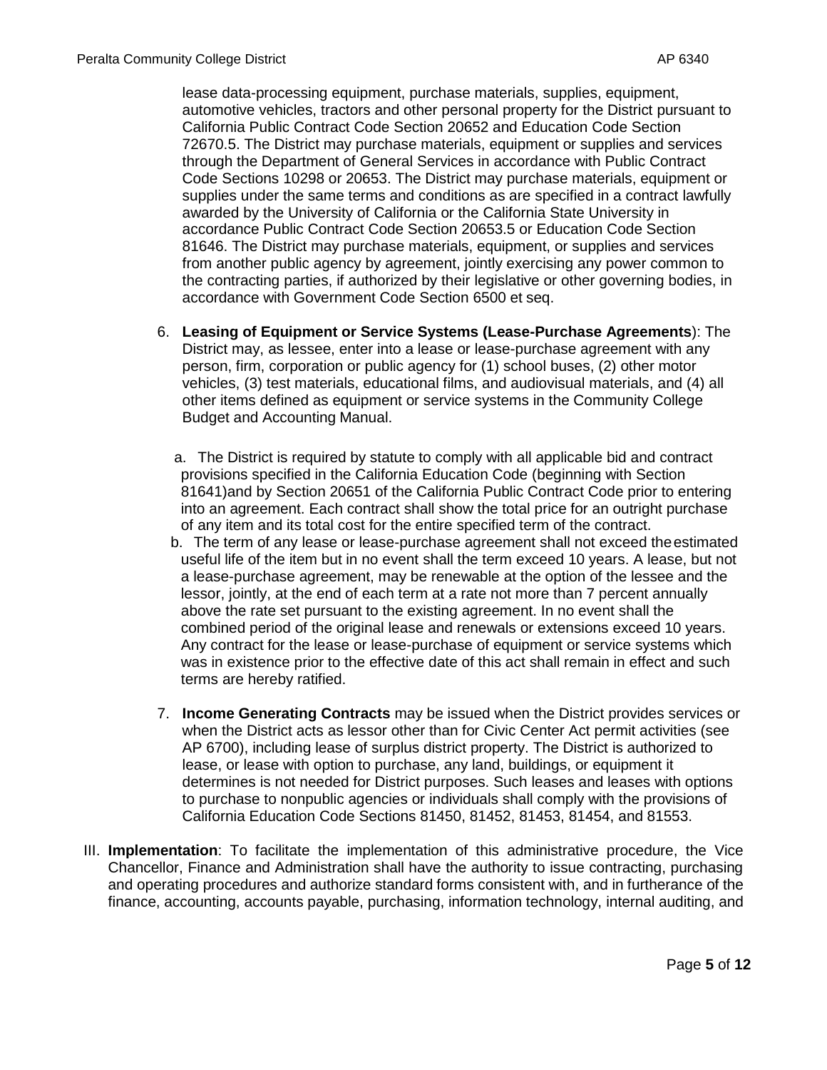lease data-processing equipment, purchase materials, supplies, equipment, automotive vehicles, tractors and other personal property for the District pursuant to California Public Contract Code Section 20652 and Education Code Section 72670.5. The District may purchase materials, equipment or supplies and services through the Department of General Services in accordance with Public Contract Code Sections 10298 or 20653. The District may purchase materials, equipment or supplies under the same terms and conditions as are specified in a contract lawfully awarded by the University of California or the California State University in accordance Public Contract Code Section 20653.5 or Education Code Section 81646. The District may purchase materials, equipment, or supplies and services from another public agency by agreement, jointly exercising any power common to the contracting parties, if authorized by their legislative or other governing bodies, in accordance with Government Code Section 6500 et seq.

6. **Leasing of Equipment or Service Systems (Lease-Purchase Agreements**): The District may, as lessee, enter into a lease or lease-purchase agreement with any person, firm, corporation or public agency for (1) school buses, (2) other motor vehicles, (3) test materials, educational films, and audiovisual materials, and (4) all other items defined as equipment or service systems in the Community College Budget and Accounting Manual.

   a. The District is required by statute to comply with all applicable bid and contract provisions specified in the California Education Code (beginning with Section 81641)and by Section 20651 of the California Public Contract Code prior to entering into an agreement. Each contract shall show the total price for an outright purchase of any item and its total cost for the entire specified term of the contract.

   b. The term of any lease or lease-purchase agreement shall not exceed the estimated useful life of the item but in no event shall the term exceed 10 years. A lease, but not a lease-purchase agreement, may be renewable at the option of the lessee and the lessor, jointly, at the end of each term at a rate not more than 7 percent annually above the rate set pursuant to the existing agreement. In no event shall the combined period of the original lease and renewals or extensions exceed 10 years. Any contract for the lease or lease-purchase of equipment or service systems which was in existence prior to the effective date of this act shall remain in effect and such terms are hereby ratified.

7. **Income Generating Contracts** may be issued when the District provides services or when the District acts as lessor other than for Civic Center Act permit activities (see AP 6700), including lease of surplus district property. The District is authorized to lease, or lease with option to purchase, any land, buildings, or equipment it determines is not needed for District purposes. Such leases and leases with options to purchase to nonpublic agencies or individuals shall comply with the provisions of California Education Code Sections 81450, 81452, 81453, 81454, and 81553.

III. **Implementation**: To facilitate the implementation of this administrative procedure, the Vice Chancellor, Finance and Administration shall have the authority to issue contracting, purchasing and operating procedures and authorize standard forms consistent with, and in furtherance of the finance, accounting, accounts payable, purchasing, information technology, internal auditing, and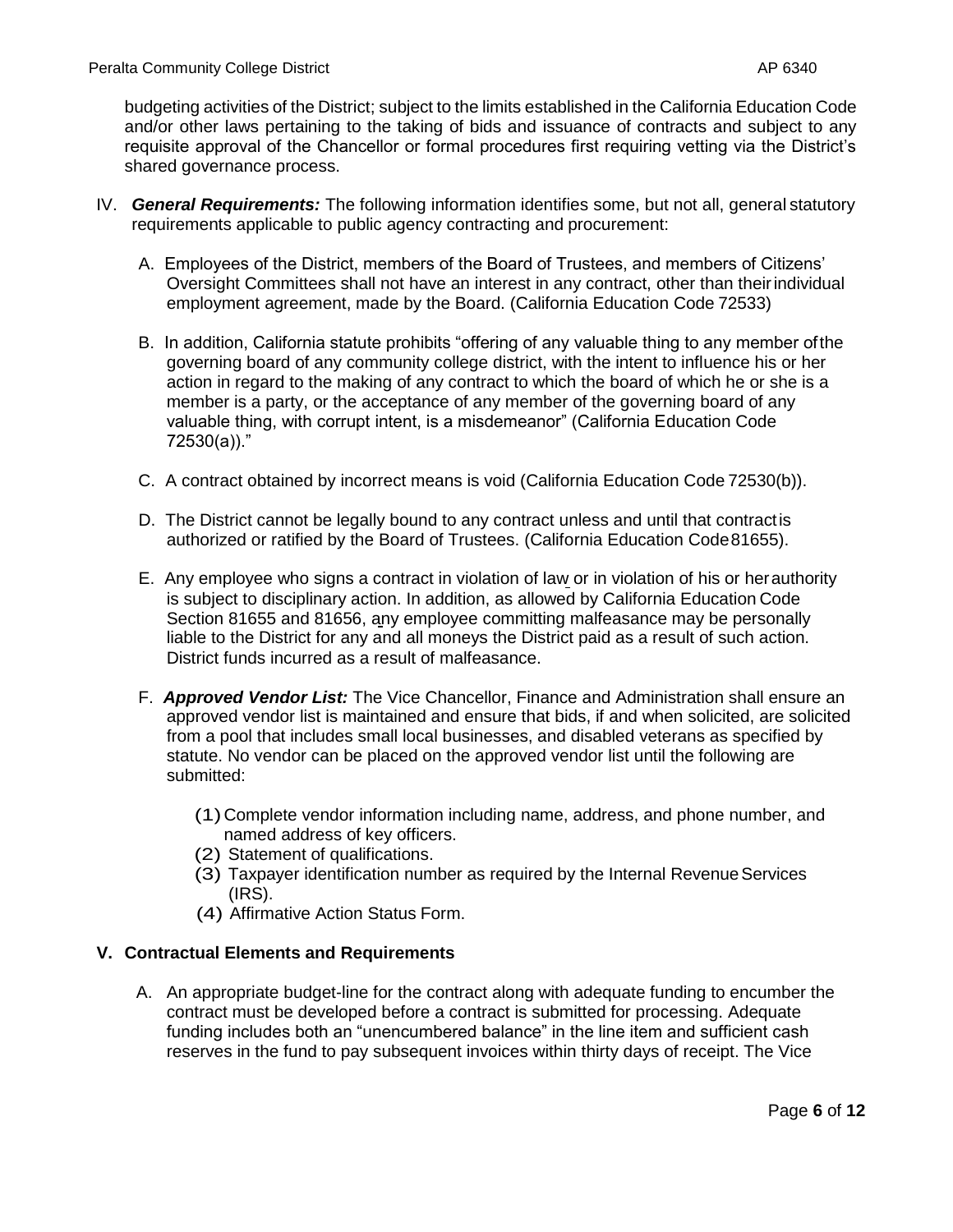budgeting activities of the District; subject to the limits established in the California Education Code and/or other laws pertaining to the taking of bids and issuance of contracts and subject to any requisite approval of the Chancellor or formal procedures first requiring vetting via the District's shared governance process.

IV. ***General Requirements:*** The following information identifies some, but not all, general statutory requirements applicable to public agency contracting and procurement:

A. Employees of the District, members of the Board of Trustees, and members of Citizens' Oversight Committees shall not have an interest in any contract, other than their individual employment agreement, made by the Board. (California Education Code 72533)

B. In addition, California statute prohibits "offering of any valuable thing to any member of the governing board of any community college district, with the intent to influence his or her action in regard to the making of any contract to which the board of which he or she is a member is a party, or the acceptance of any member of the governing board of any valuable thing, with corrupt intent, is a misdemeanor" (California Education Code 72530(a))."

C. A contract obtained by incorrect means is void (California Education Code 72530(b)).

D. The District cannot be legally bound to any contract unless and until that contract is authorized or ratified by the Board of Trustees. (California Education Code 81655).

E. Any employee who signs a contract in violation of law or in violation of his or her authority is subject to disciplinary action. In addition, as allowed by California Education Code Section 81655 and 81656, any employee committing malfeasance may be personally liable to the District for any and all moneys the District paid as a result of such action. District funds incurred as a result of malfeasance.

F. ***Approved Vendor List:*** The Vice Chancellor, Finance and Administration shall ensure an approved vendor list is maintained and ensure that bids, if and when solicited, are solicited from a pool that includes small local businesses, and disabled veterans as specified by statute. No vendor can be placed on the approved vendor list until the following are submitted:

(1) Complete vendor information including name, address, and phone number, and named address of key officers.
(2) Statement of qualifications.
(3) Taxpayer identification number as required by the Internal Revenue Services (IRS).
(4) Affirmative Action Status Form.

## V. Contractual Elements and Requirements

A. An appropriate budget-line for the contract along with adequate funding to encumber the contract must be developed before a contract is submitted for processing. Adequate funding includes both an "unencumbered balance" in the line item and sufficient cash reserves in the fund to pay subsequent invoices within thirty days of receipt. The Vice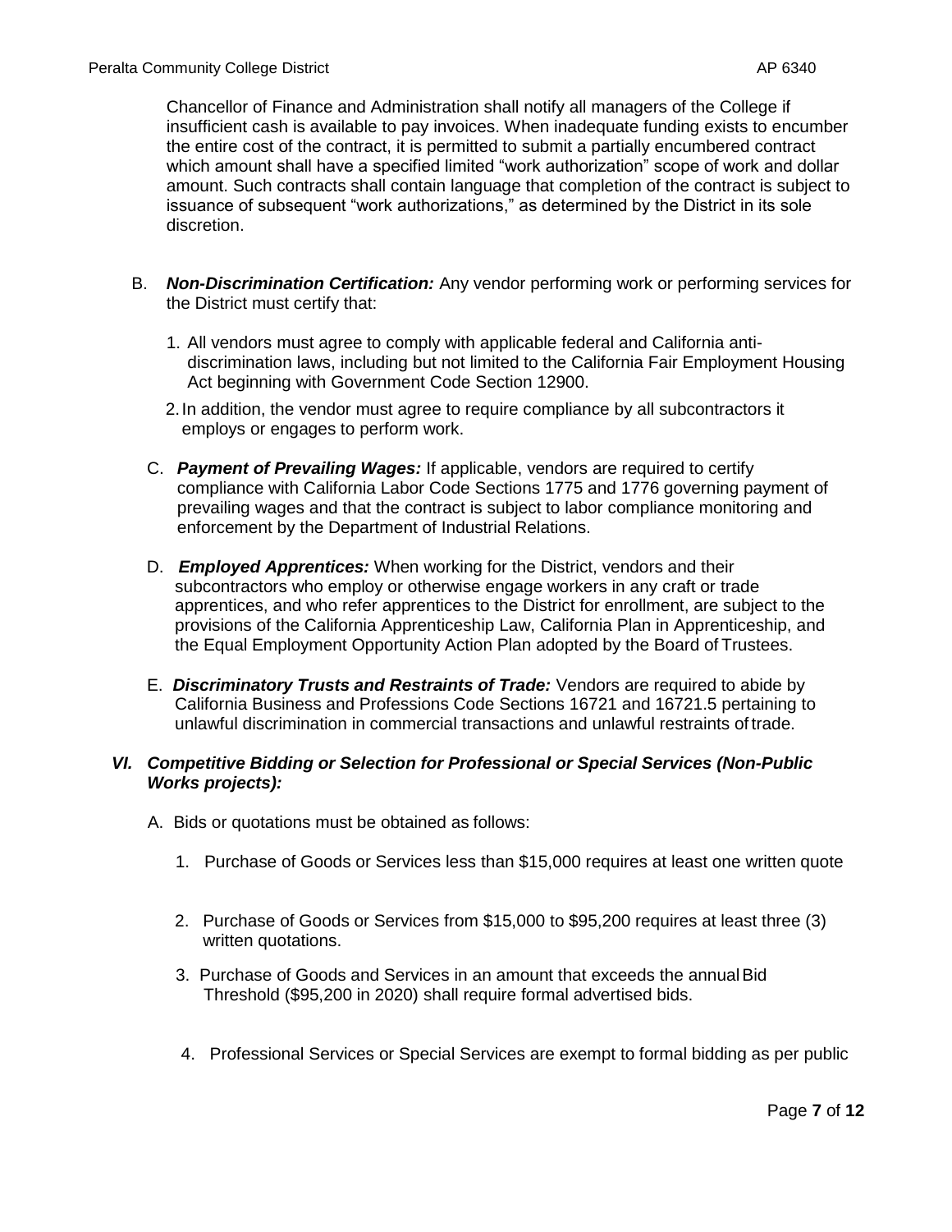Chancellor of Finance and Administration shall notify all managers of the College if insufficient cash is available to pay invoices. When inadequate funding exists to encumber the entire cost of the contract, it is permitted to submit a partially encumbered contract which amount shall have a specified limited "work authorization" scope of work and dollar amount. Such contracts shall contain language that completion of the contract is subject to issuance of subsequent "work authorizations," as determined by the District in its sole discretion.

B. ***Non-Discrimination Certification:*** Any vendor performing work or performing services for the District must certify that:

   1. All vendors must agree to comply with applicable federal and California anti-discrimination laws, including but not limited to the California Fair Employment Housing Act beginning with Government Code Section 12900.

   2. In addition, the vendor must agree to require compliance by all subcontractors it employs or engages to perform work.

C. ***Payment of Prevailing Wages:*** If applicable, vendors are required to certify compliance with California Labor Code Sections 1775 and 1776 governing payment of prevailing wages and that the contract is subject to labor compliance monitoring and enforcement by the Department of Industrial Relations.

D. ***Employed Apprentices:*** When working for the District, vendors and their subcontractors who employ or otherwise engage workers in any craft or trade apprentices, and who refer apprentices to the District for enrollment, are subject to the provisions of the California Apprenticeship Law, California Plan in Apprenticeship, and the Equal Employment Opportunity Action Plan adopted by the Board of Trustees.

E. ***Discriminatory Trusts and Restraints of Trade:*** Vendors are required to abide by California Business and Professions Code Sections 16721 and 16721.5 pertaining to unlawful discrimination in commercial transactions and unlawful restraints of trade.

### ***VI. Competitive Bidding or Selection for Professional or Special Services (Non-Public Works projects):***

A. Bids or quotations must be obtained as follows:

   1. Purchase of Goods or Services less than $15,000 requires at least one written quote

   2. Purchase of Goods or Services from $15,000 to $95,200 requires at least three (3) written quotations.

   3. Purchase of Goods and Services in an amount that exceeds the annual Bid Threshold ($95,200 in 2020) shall require formal advertised bids.

   4. Professional Services or Special Services are exempt to formal bidding as per public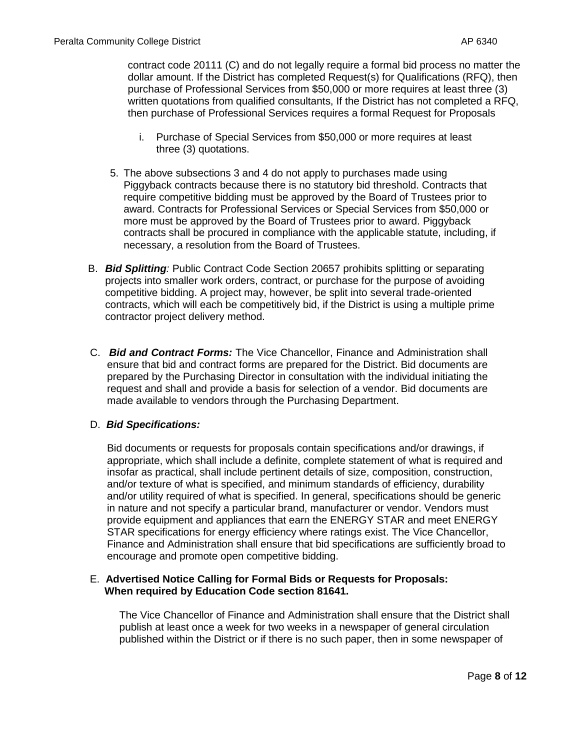contract code 20111 (C) and do not legally require a formal bid process no matter the dollar amount. If the District has completed Request(s) for Qualifications (RFQ), then purchase of Professional Services from $50,000 or more requires at least three (3) written quotations from qualified consultants, If the District has not completed a RFQ, then purchase of Professional Services requires a formal Request for Proposals

i. Purchase of Special Services from $50,000 or more requires at least three (3) quotations.

5. The above subsections 3 and 4 do not apply to purchases made using Piggyback contracts because there is no statutory bid threshold. Contracts that require competitive bidding must be approved by the Board of Trustees prior to award. Contracts for Professional Services or Special Services from $50,000 or more must be approved by the Board of Trustees prior to award. Piggyback contracts shall be procured in compliance with the applicable statute, including, if necessary, a resolution from the Board of Trustees.

B. ***Bid Splitting**:* Public Contract Code Section 20657 prohibits splitting or separating projects into smaller work orders, contract, or purchase for the purpose of avoiding competitive bidding. A project may, however, be split into several trade-oriented contracts, which will each be competitively bid, if the District is using a multiple prime contractor project delivery method.

C. ***Bid and Contract Forms:*** The Vice Chancellor, Finance and Administration shall ensure that bid and contract forms are prepared for the District. Bid documents are prepared by the Purchasing Director in consultation with the individual initiating the request and shall and provide a basis for selection of a vendor. Bid documents are made available to vendors through the Purchasing Department.

D. ***Bid Specifications:***

Bid documents or requests for proposals contain specifications and/or drawings, if appropriate, which shall include a definite, complete statement of what is required and insofar as practical, shall include pertinent details of size, composition, construction, and/or texture of what is specified, and minimum standards of efficiency, durability and/or utility required of what is specified. In general, specifications should be generic in nature and not specify a particular brand, manufacturer or vendor. Vendors must provide equipment and appliances that earn the ENERGY STAR and meet ENERGY STAR specifications for energy efficiency where ratings exist. The Vice Chancellor, Finance and Administration shall ensure that bid specifications are sufficiently broad to encourage and promote open competitive bidding.

E. **Advertised Notice Calling for Formal Bids or Requests for Proposals: When required by Education Code section 81641.**

The Vice Chancellor of Finance and Administration shall ensure that the District shall publish at least once a week for two weeks in a newspaper of general circulation published within the District or if there is no such paper, then in some newspaper of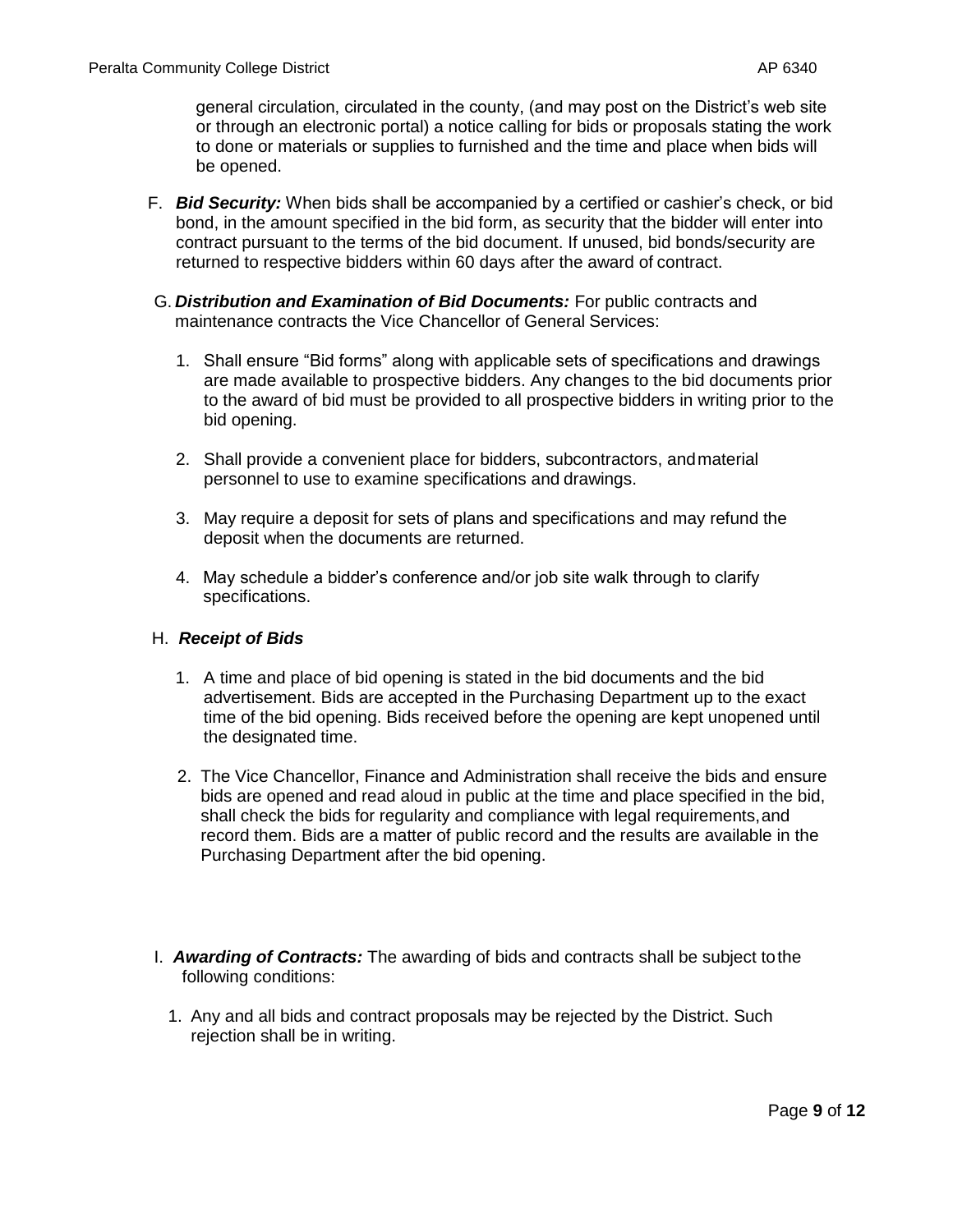general circulation, circulated in the county, (and may post on the District's web site or through an electronic portal) a notice calling for bids or proposals stating the work to done or materials or supplies to furnished and the time and place when bids will be opened.

F. ***Bid Security:*** When bids shall be accompanied by a certified or cashier's check, or bid bond, in the amount specified in the bid form, as security that the bidder will enter into contract pursuant to the terms of the bid document. If unused, bid bonds/security are returned to respective bidders within 60 days after the award of contract.

G. ***Distribution and Examination of Bid Documents:*** For public contracts and maintenance contracts the Vice Chancellor of General Services:

1. Shall ensure "Bid forms" along with applicable sets of specifications and drawings are made available to prospective bidders. Any changes to the bid documents prior to the award of bid must be provided to all prospective bidders in writing prior to the bid opening.

2. Shall provide a convenient place for bidders, subcontractors, and material personnel to use to examine specifications and drawings.

3. May require a deposit for sets of plans and specifications and may refund the deposit when the documents are returned.

4. May schedule a bidder's conference and/or job site walk through to clarify specifications.

H. ***Receipt of Bids***

1. A time and place of bid opening is stated in the bid documents and the bid advertisement. Bids are accepted in the Purchasing Department up to the exact time of the bid opening. Bids received before the opening are kept unopened until the designated time.

2. The Vice Chancellor, Finance and Administration shall receive the bids and ensure bids are opened and read aloud in public at the time and place specified in the bid, shall check the bids for regularity and compliance with legal requirements, and record them. Bids are a matter of public record and the results are available in the Purchasing Department after the bid opening.

I. ***Awarding of Contracts:*** The awarding of bids and contracts shall be subject to the following conditions:

1. Any and all bids and contract proposals may be rejected by the District. Such rejection shall be in writing.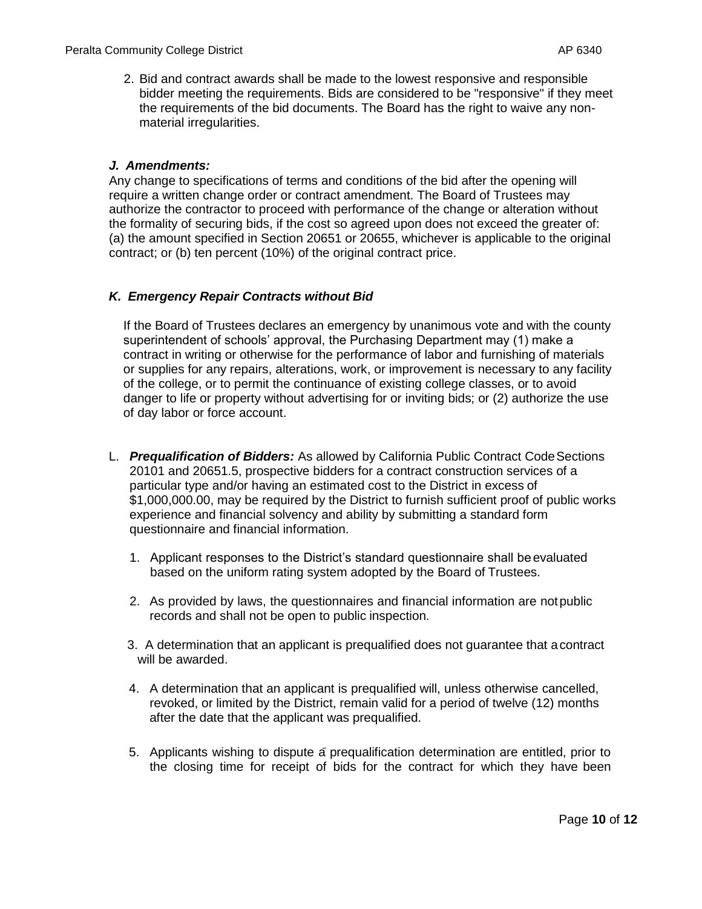2. Bid and contract awards shall be made to the lowest responsive and responsible bidder meeting the requirements. Bids are considered to be "responsive" if they meet the requirements of the bid documents. The Board has the right to waive any non-material irregularities.

***J. Amendments:***

Any change to specifications of terms and conditions of the bid after the opening will require a written change order or contract amendment. The Board of Trustees may authorize the contractor to proceed with performance of the change or alteration without the formality of securing bids, if the cost so agreed upon does not exceed the greater of: (a) the amount specified in Section 20651 or 20655, whichever is applicable to the original contract; or (b) ten percent (10%) of the original contract price.

***K. Emergency Repair Contracts without Bid***

If the Board of Trustees declares an emergency by unanimous vote and with the county superintendent of schools' approval, the Purchasing Department may (1) make a contract in writing or otherwise for the performance of labor and furnishing of materials or supplies for any repairs, alterations, work, or improvement is necessary to any facility of the college, or to permit the continuance of existing college classes, or to avoid danger to life or property without advertising for or inviting bids; or (2) authorize the use of day labor or force account.

L. ***Prequalification of Bidders:*** As allowed by California Public Contract Code Sections 20101 and 20651.5, prospective bidders for a contract construction services of a particular type and/or having an estimated cost to the District in excess of $1,000,000.00, may be required by the District to furnish sufficient proof of public works experience and financial solvency and ability by submitting a standard form questionnaire and financial information.

1. Applicant responses to the District's standard questionnaire shall be evaluated based on the uniform rating system adopted by the Board of Trustees.

2. As provided by laws, the questionnaires and financial information are not public records and shall not be open to public inspection.

3. A determination that an applicant is prequalified does not guarantee that a contract will be awarded.

4. A determination that an applicant is prequalified will, unless otherwise cancelled, revoked, or limited by the District, remain valid for a period of twelve (12) months after the date that the applicant was prequalified.

5. Applicants wishing to dispute a prequalification determination are entitled, prior to the closing time for receipt of bids for the contract for which they have been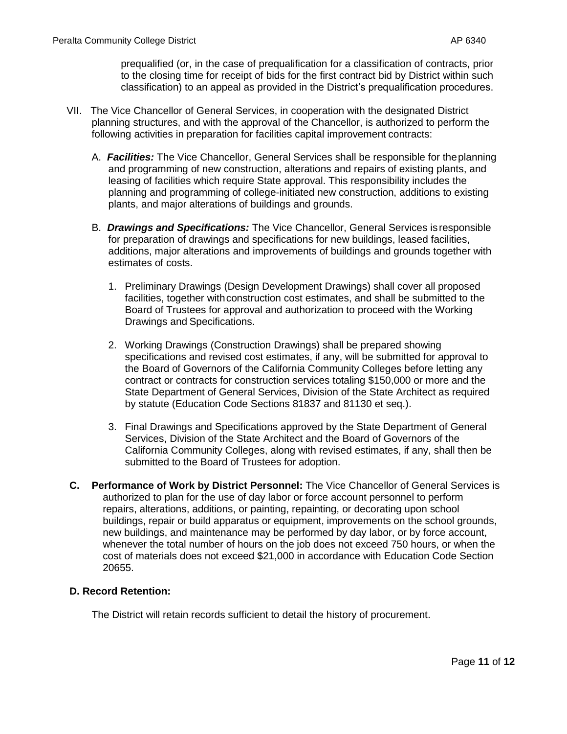prequalified (or, in the case of prequalification for a classification of contracts, prior to the closing time for receipt of bids for the first contract bid by District within such classification) to an appeal as provided in the District's prequalification procedures.

VII. The Vice Chancellor of General Services, in cooperation with the designated District planning structures, and with the approval of the Chancellor, is authorized to perform the following activities in preparation for facilities capital improvement contracts:

   A. ***Facilities:*** The Vice Chancellor, General Services shall be responsible for the planning and programming of new construction, alterations and repairs of existing plants, and leasing of facilities which require State approval. This responsibility includes the planning and programming of college-initiated new construction, additions to existing plants, and major alterations of buildings and grounds.

   B. ***Drawings and Specifications:*** The Vice Chancellor, General Services is responsible for preparation of drawings and specifications for new buildings, leased facilities, additions, major alterations and improvements of buildings and grounds together with estimates of costs.

      1. Preliminary Drawings (Design Development Drawings) shall cover all proposed facilities, together with construction cost estimates, and shall be submitted to the Board of Trustees for approval and authorization to proceed with the Working Drawings and Specifications.

      2. Working Drawings (Construction Drawings) shall be prepared showing specifications and revised cost estimates, if any, will be submitted for approval to the Board of Governors of the California Community Colleges before letting any contract or contracts for construction services totaling $150,000 or more and the State Department of General Services, Division of the State Architect as required by statute (Education Code Sections 81837 and 81130 et seq.).

      3. Final Drawings and Specifications approved by the State Department of General Services, Division of the State Architect and the Board of Governors of the California Community Colleges, along with revised estimates, if any, shall then be submitted to the Board of Trustees for adoption.

**C. Performance of Work by District Personnel:** The Vice Chancellor of General Services is authorized to plan for the use of day labor or force account personnel to perform repairs, alterations, additions, or painting, repainting, or decorating upon school buildings, repair or build apparatus or equipment, improvements on the school grounds, new buildings, and maintenance may be performed by day labor, or by force account, whenever the total number of hours on the job does not exceed 750 hours, or when the cost of materials does not exceed $21,000 in accordance with Education Code Section 20655.

**D. Record Retention:**

The District will retain records sufficient to detail the history of procurement.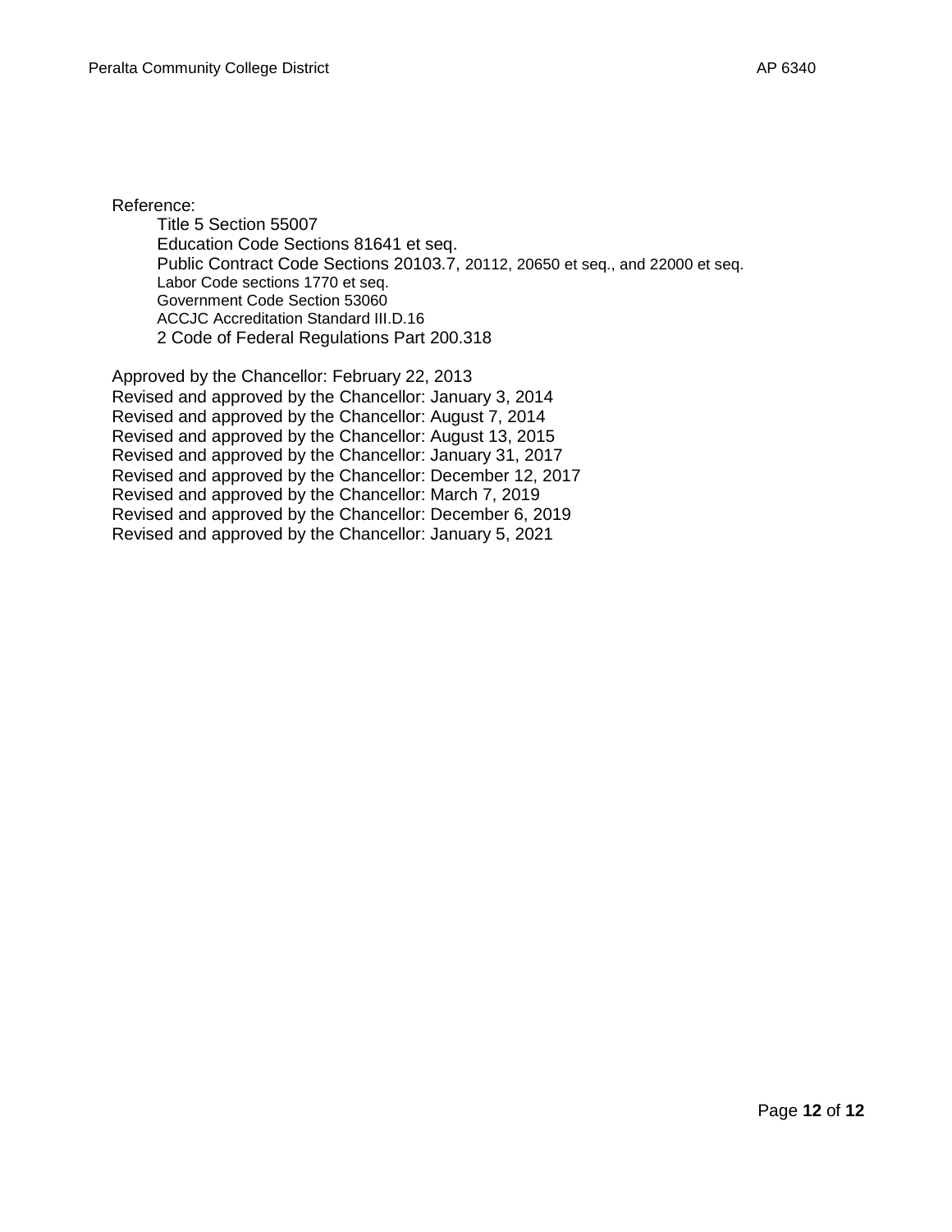Reference:

- Title 5 Section 55007
- Education Code Sections 81641 et seq.
- Public Contract Code Sections 20103.7, 20112, 20650 et seq., and 22000 et seq.
- Labor Code sections 1770 et seq.
- Government Code Section 53060
- ACCJC Accreditation Standard III.D.16
- 2 Code of Federal Regulations Part 200.318

Approved by the Chancellor: February 22, 2013
Revised and approved by the Chancellor: January 3, 2014
Revised and approved by the Chancellor: August 7, 2014
Revised and approved by the Chancellor: August 13, 2015
Revised and approved by the Chancellor: January 31, 2017
Revised and approved by the Chancellor: December 12, 2017
Revised and approved by the Chancellor: March 7, 2019
Revised and approved by the Chancellor: December 6, 2019
Revised and approved by the Chancellor: January 5, 2021